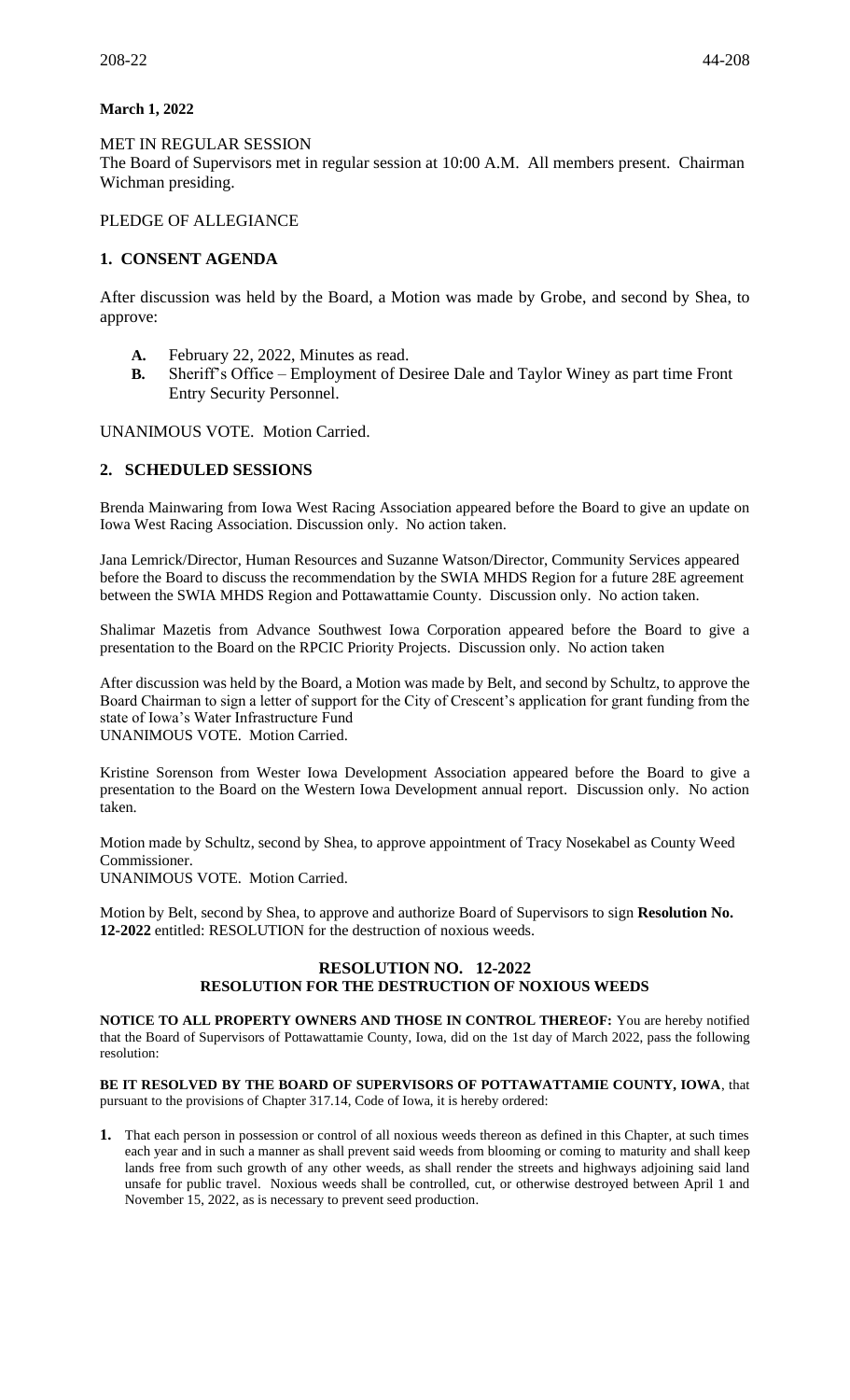**March 1, 2022**

MET IN REGULAR SESSION
The Board of Supervisors met in regular session at 10:00 A.M. All members present. Chairman Wichman presiding.

PLEDGE OF ALLEGIANCE

## 1. CONSENT AGENDA

After discussion was held by the Board, a Motion was made by Grobe, and second by Shea, to approve:

- **A.** February 22, 2022, Minutes as read.
- **B.** Sheriff's Office – Employment of Desiree Dale and Taylor Winey as part time Front Entry Security Personnel.

UNANIMOUS VOTE. Motion Carried.

## 2. SCHEDULED SESSIONS

Brenda Mainwaring from Iowa West Racing Association appeared before the Board to give an update on Iowa West Racing Association. Discussion only. No action taken.

Jana Lemrick/Director, Human Resources and Suzanne Watson/Director, Community Services appeared before the Board to discuss the recommendation by the SWIA MHDS Region for a future 28E agreement between the SWIA MHDS Region and Pottawattamie County. Discussion only. No action taken.

Shalimar Mazetis from Advance Southwest Iowa Corporation appeared before the Board to give a presentation to the Board on the RPCIC Priority Projects. Discussion only. No action taken

After discussion was held by the Board, a Motion was made by Belt, and second by Schultz, to approve the Board Chairman to sign a letter of support for the City of Crescent's application for grant funding from the state of Iowa's Water Infrastructure Fund
UNANIMOUS VOTE. Motion Carried.

Kristine Sorenson from Wester Iowa Development Association appeared before the Board to give a presentation to the Board on the Western Iowa Development annual report. Discussion only. No action taken.

Motion made by Schultz, second by Shea, to approve appointment of Tracy Nosekabel as County Weed Commissioner.
UNANIMOUS VOTE. Motion Carried.

Motion by Belt, second by Shea, to approve and authorize Board of Supervisors to sign **Resolution No. 12-2022** entitled: RESOLUTION for the destruction of noxious weeds.

### RESOLUTION NO. 12-2022
### RESOLUTION FOR THE DESTRUCTION OF NOXIOUS WEEDS

**NOTICE TO ALL PROPERTY OWNERS AND THOSE IN CONTROL THEREOF:** You are hereby notified that the Board of Supervisors of Pottawattamie County, Iowa, did on the 1st day of March 2022, pass the following resolution:

**BE IT RESOLVED BY THE BOARD OF SUPERVISORS OF POTTAWATTAMIE COUNTY, IOWA**, that pursuant to the provisions of Chapter 317.14, Code of Iowa, it is hereby ordered:

1. That each person in possession or control of all noxious weeds thereon as defined in this Chapter, at such times each year and in such a manner as shall prevent said weeds from blooming or coming to maturity and shall keep lands free from such growth of any other weeds, as shall render the streets and highways adjoining said land unsafe for public travel. Noxious weeds shall be controlled, cut, or otherwise destroyed between April 1 and November 15, 2022, as is necessary to prevent seed production.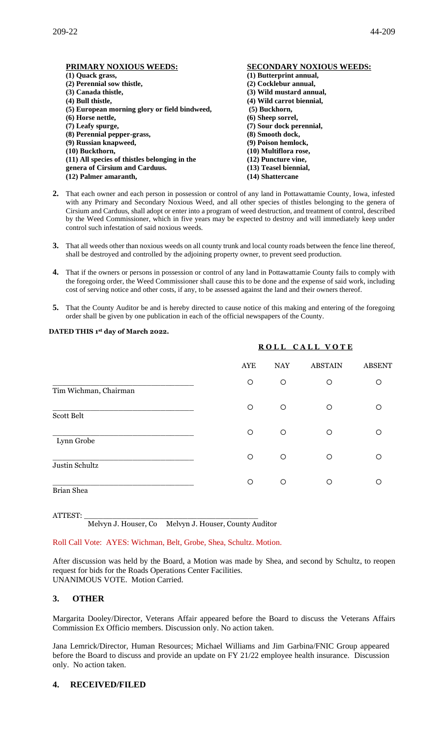| **PRIMARY NOXIOUS WEEDS:** | **SECONDARY NOXIOUS WEEDS:** |
|---|---|
| **(1) Quack grass,** | **(1) Butterprint annual,** |
| **(2) Perennial sow thistle,** | **(2) Cocklebur annual,** |
| **(3) Canada thistle,** | **(3) Wild mustard annual,** |
| **(4) Bull thistle,** | **(4) Wild carrot biennial,** |
| **(5) European morning glory or field bindweed,** | **(5) Buckhorn,** |
| **(6) Horse nettle,** | **(6) Sheep sorrel,** |
| **(7) Leafy spurge,** | **(7) Sour dock perennial,** |
| **(8) Perennial pepper-grass,** | **(8) Smooth dock,** |
| **(9) Russian knapweed,** | **(9) Poison hemlock,** |
| **(10) Buckthorn,** | **(10) Multiflora rose,** |
| **(11) All species of thistles belonging in the genera of Cirsium and Carduus.** | **(12) Puncture vine,** |
| | **(13) Teasel biennial,** |
| **(12) Palmer amaranth,** | **(14) Shattercane** |

**2.** That each owner and each person in possession or control of any land in Pottawattamie County, Iowa, infested with any Primary and Secondary Noxious Weed, and all other species of thistles belonging to the genera of Cirsium and Carduus, shall adopt or enter into a program of weed destruction, and treatment of control, described by the Weed Commissioner, which in five years may be expected to destroy and will immediately keep under control such infestation of said noxious weeds.

**3.** That all weeds other than noxious weeds on all county trunk and local county roads between the fence line thereof, shall be destroyed and controlled by the adjoining property owner, to prevent seed production.

**4.** That if the owners or persons in possession or control of any land in Pottawattamie County fails to comply with the foregoing order, the Weed Commissioner shall cause this to be done and the expense of said work, including cost of serving notice and other costs, if any, to be assessed against the land and their owners thereof.

**5.** That the County Auditor be and is hereby directed to cause notice of this making and entering of the foregoing order shall be given by one publication in each of the official newspapers of the County.

**DATED THIS 1st day of March 2022.**

**ROLL CALL VOTE**

| | AYE | NAY | ABSTAIN | ABSENT |
|---|---|---|---|---|
| Tim Wichman, Chairman | ○ | ○ | ○ | ○ |
| Scott Belt | ○ | ○ | ○ | ○ |
| Lynn Grobe | ○ | ○ | ○ | ○ |
| Justin Schultz | ○ | ○ | ○ | ○ |
| Brian Shea | ○ | ○ | ○ | ○ |

ATTEST: ______________________________________

Melvyn J. Houser, Co Melvyn J. Houser, County Auditor

Roll Call Vote: AYES: Wichman, Belt, Grobe, Shea, Schultz. Motion.

After discussion was held by the Board, a Motion was made by Shea, and second by Schultz, to reopen request for bids for the Roads Operations Center Facilities.
UNANIMOUS VOTE. Motion Carried.

## 3. OTHER

Margarita Dooley/Director, Veterans Affair appeared before the Board to discuss the Veterans Affairs Commission Ex Officio members. Discussion only. No action taken.

Jana Lemrick/Director, Human Resources; Michael Williams and Jim Garbina/FNIC Group appeared before the Board to discuss and provide an update on FY 21/22 employee health insurance. Discussion only. No action taken.

## 4. RECEIVED/FILED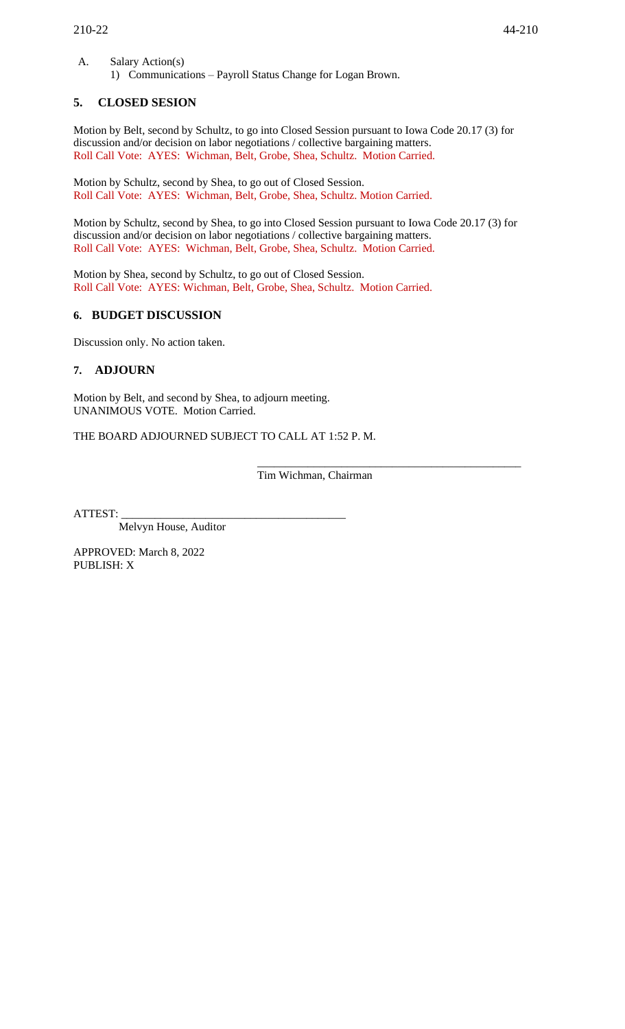A. Salary Action(s)
   1) Communications – Payroll Status Change for Logan Brown.

## 5. CLOSED SESION

Motion by Belt, second by Schultz, to go into Closed Session pursuant to Iowa Code 20.17 (3) for discussion and/or decision on labor negotiations / collective bargaining matters.
Roll Call Vote: AYES: Wichman, Belt, Grobe, Shea, Schultz. Motion Carried.

Motion by Schultz, second by Shea, to go out of Closed Session.
Roll Call Vote: AYES: Wichman, Belt, Grobe, Shea, Schultz. Motion Carried.

Motion by Schultz, second by Shea, to go into Closed Session pursuant to Iowa Code 20.17 (3) for discussion and/or decision on labor negotiations / collective bargaining matters.
Roll Call Vote: AYES: Wichman, Belt, Grobe, Shea, Schultz. Motion Carried.

Motion by Shea, second by Schultz, to go out of Closed Session.
Roll Call Vote: AYES: Wichman, Belt, Grobe, Shea, Schultz. Motion Carried.

## 6. BUDGET DISCUSSION

Discussion only. No action taken.

## 7. ADJOURN

Motion by Belt, and second by Shea, to adjourn meeting.
UNANIMOUS VOTE. Motion Carried.

THE BOARD ADJOURNED SUBJECT TO CALL AT 1:52 P. M.

_______________________________________________
Tim Wichman, Chairman

ATTEST: _______________________________________
Melvyn House, Auditor

APPROVED: March 8, 2022
PUBLISH: X